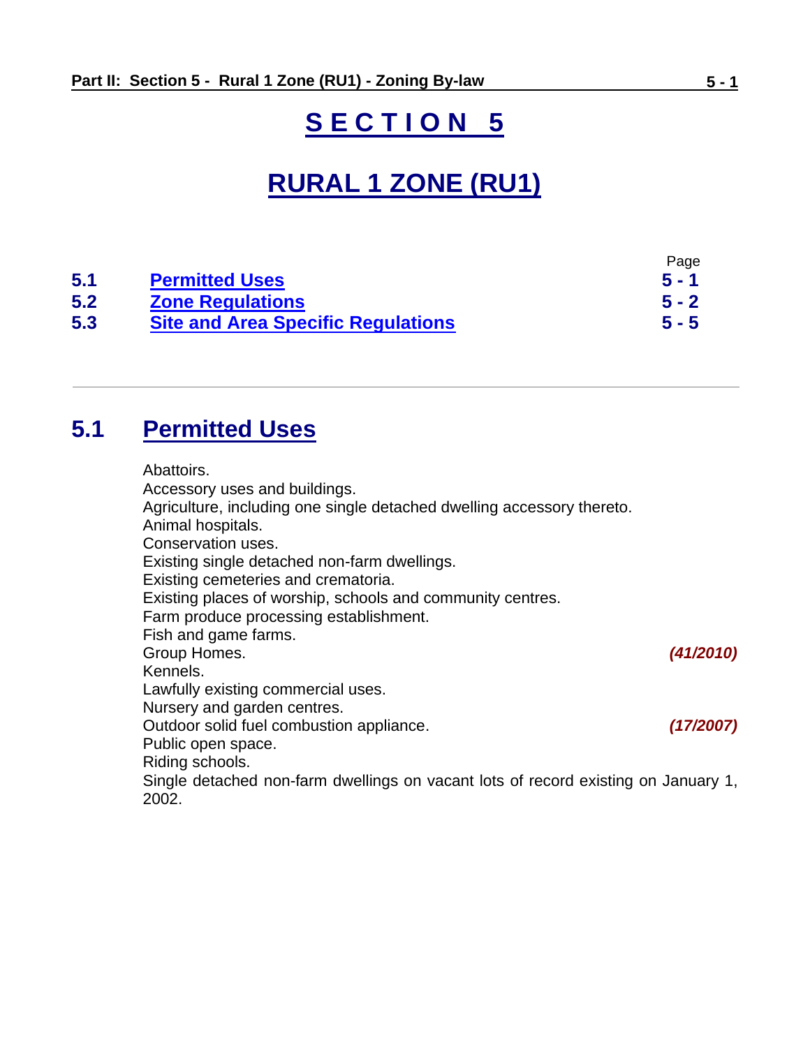# SECTION 5

# RURAL 1 ZONE (RU1)

| | | Page |
|---|---|---|
| **5.1** | **Permitted Uses** | **5 - 1** |
| **5.2** | **Zone Regulations** | **5 - 2** |
| **5.3** | **Site and Area Specific Regulations** | **5 - 5** |

---

## 5.1 Permitted Uses

Abattoirs.
Accessory uses and buildings.
Agriculture, including one single detached dwelling accessory thereto.
Animal hospitals.
Conservation uses.
Existing single detached non-farm dwellings.
Existing cemeteries and crematoria.
Existing places of worship, schools and community centres.
Farm produce processing establishment.
Fish and game farms.
Group Homes. ***(41/2010)***
Kennels.
Lawfully existing commercial uses.
Nursery and garden centres.
Outdoor solid fuel combustion appliance. ***(17/2007)***
Public open space.
Riding schools.
Single detached non-farm dwellings on vacant lots of record existing on January 1, 2002.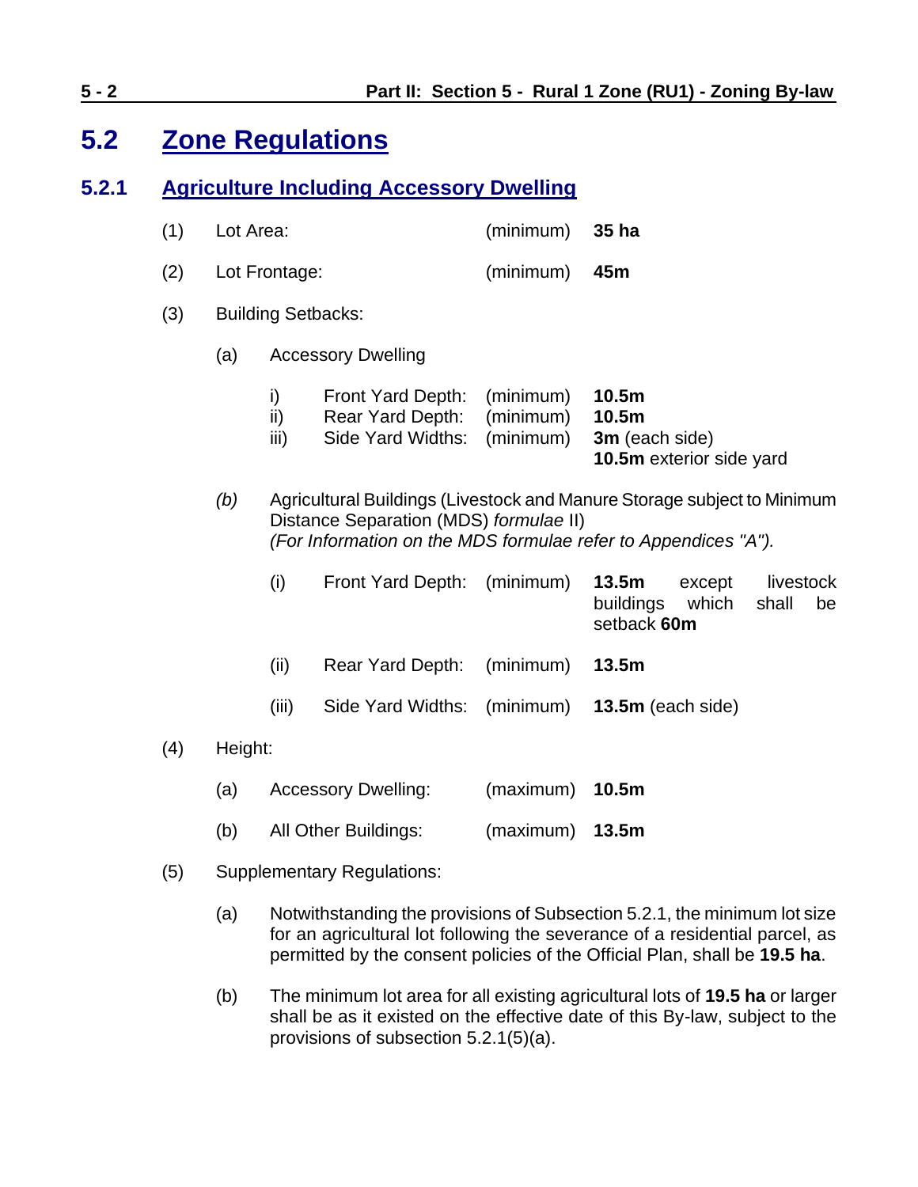## 5.2 Zone Regulations

### 5.2.1 Agriculture Including Accessory Dwelling

(1) Lot Area: (minimum) **35 ha**

(2) Lot Frontage: (minimum) **45m**

(3) Building Setbacks:

(a) Accessory Dwelling

i) Front Yard Depth: (minimum) **10.5m**
ii) Rear Yard Depth: (minimum) **10.5m**
iii) Side Yard Widths: (minimum) **3m** (each side)
**10.5m** exterior side yard

*(b)* Agricultural Buildings (Livestock and Manure Storage subject to Minimum Distance Separation (MDS) *formulae* II)
*(For Information on the MDS formulae refer to Appendices "A").*

(i) Front Yard Depth: (minimum) **13.5m** except livestock buildings which shall be setback **60m**

(ii) Rear Yard Depth: (minimum) **13.5m**

(iii) Side Yard Widths: (minimum) **13.5m** (each side)

(4) Height:

(a) Accessory Dwelling: (maximum) **10.5m**

(b) All Other Buildings: (maximum) **13.5m**

(5) Supplementary Regulations:

(a) Notwithstanding the provisions of Subsection 5.2.1, the minimum lot size for an agricultural lot following the severance of a residential parcel, as permitted by the consent policies of the Official Plan, shall be **19.5 ha**.

(b) The minimum lot area for all existing agricultural lots of **19.5 ha** or larger shall be as it existed on the effective date of this By-law, subject to the provisions of subsection 5.2.1(5)(a).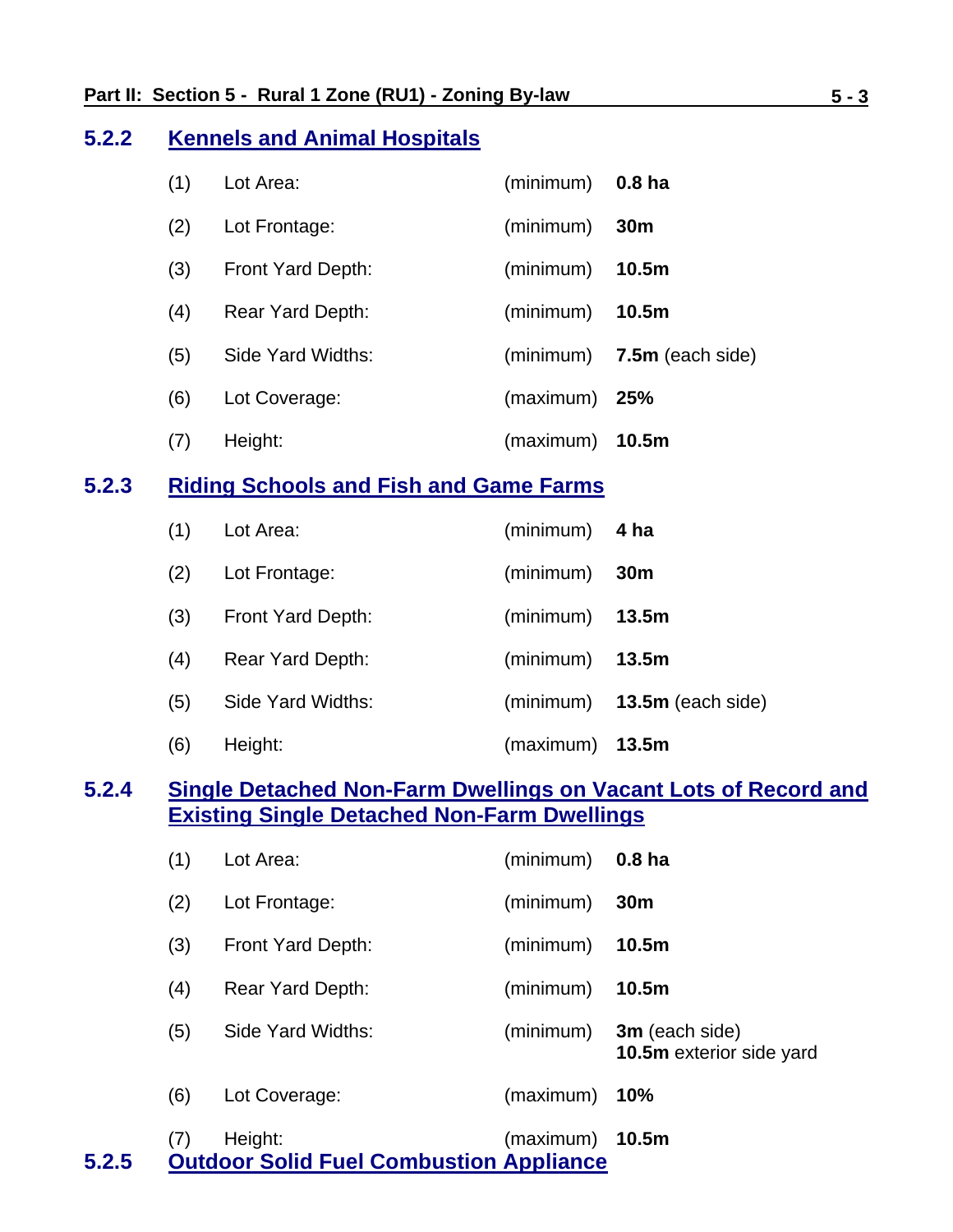### 5.2.2 Kennels and Animal Hospitals

| | | | |
|---|---|---|---|
| (1) | Lot Area: | (minimum) | **0.8 ha** |
| (2) | Lot Frontage: | (minimum) | **30m** |
| (3) | Front Yard Depth: | (minimum) | **10.5m** |
| (4) | Rear Yard Depth: | (minimum) | **10.5m** |
| (5) | Side Yard Widths: | (minimum) | **7.5m** (each side) |
| (6) | Lot Coverage: | (maximum) | **25%** |
| (7) | Height: | (maximum) | **10.5m** |

### 5.2.3 Riding Schools and Fish and Game Farms

| | | | |
|---|---|---|---|
| (1) | Lot Area: | (minimum) | **4 ha** |
| (2) | Lot Frontage: | (minimum) | **30m** |
| (3) | Front Yard Depth: | (minimum) | **13.5m** |
| (4) | Rear Yard Depth: | (minimum) | **13.5m** |
| (5) | Side Yard Widths: | (minimum) | **13.5m** (each side) |
| (6) | Height: | (maximum) | **13.5m** |

### 5.2.4 Single Detached Non-Farm Dwellings on Vacant Lots of Record and Existing Single Detached Non-Farm Dwellings

| | | | |
|---|---|---|---|
| (1) | Lot Area: | (minimum) | **0.8 ha** |
| (2) | Lot Frontage: | (minimum) | **30m** |
| (3) | Front Yard Depth: | (minimum) | **10.5m** |
| (4) | Rear Yard Depth: | (minimum) | **10.5m** |
| (5) | Side Yard Widths: | (minimum) | **3m** (each side)<br>**10.5m** exterior side yard |
| (6) | Lot Coverage: | (maximum) | **10%** |
| (7) | Height: | (maximum) | **10.5m** |

### 5.2.5 Outdoor Solid Fuel Combustion Appliance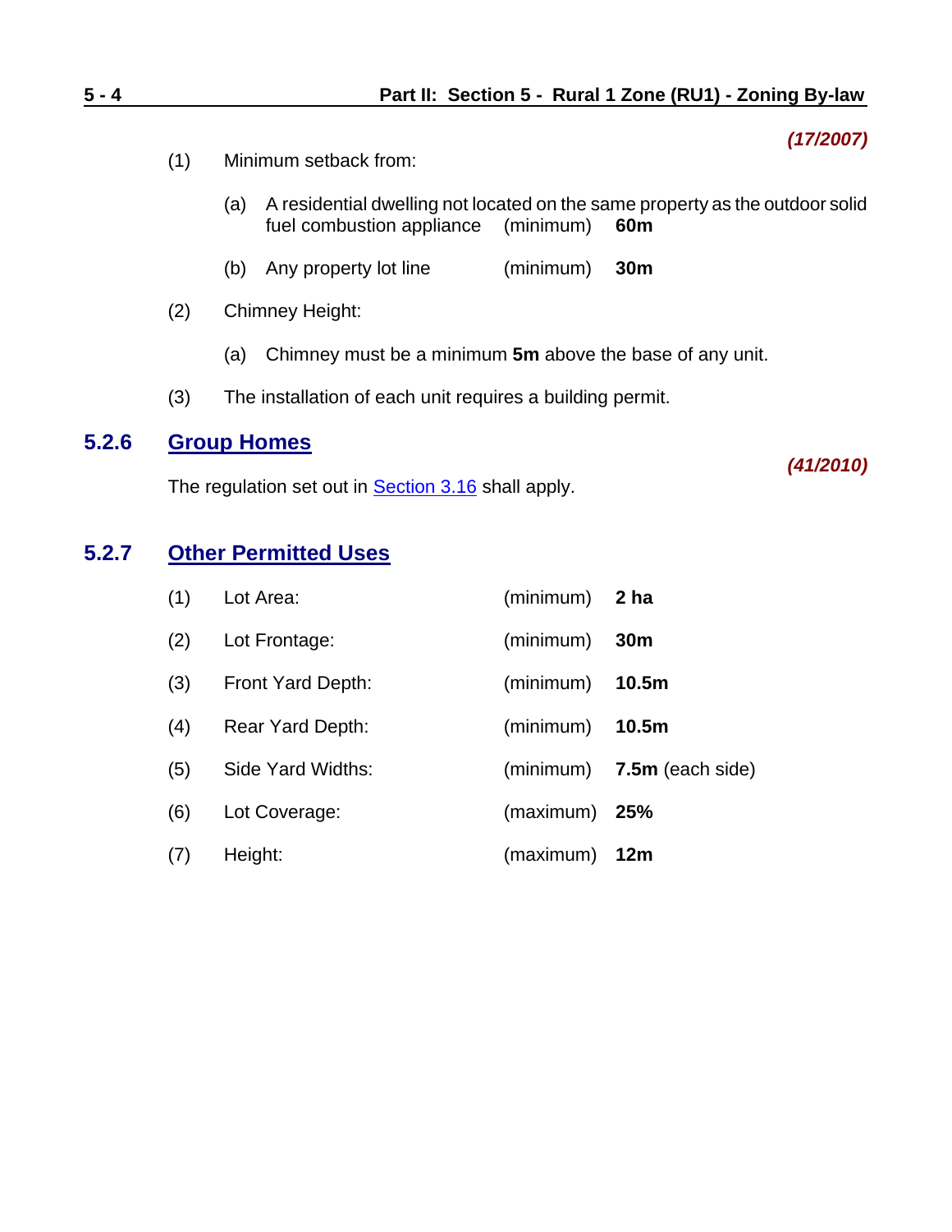*(17/2007)*

(1) Minimum setback from:

  (a) A residential dwelling not located on the same property as the outdoor solid fuel combustion appliance (minimum) **60m**

  (b) Any property lot line (minimum) **30m**

(2) Chimney Height:

  (a) Chimney must be a minimum **5m** above the base of any unit.

(3) The installation of each unit requires a building permit.

### 5.2.6 Group Homes

*(41/2010)*

The regulation set out in Section 3.16 shall apply.

### 5.2.7 Other Permitted Uses

(1) Lot Area: (minimum) **2 ha**

(2) Lot Frontage: (minimum) **30m**

(3) Front Yard Depth: (minimum) **10.5m**

(4) Rear Yard Depth: (minimum) **10.5m**

(5) Side Yard Widths: (minimum) **7.5m** (each side)

(6) Lot Coverage: (maximum) **25%**

(7) Height: (maximum) **12m**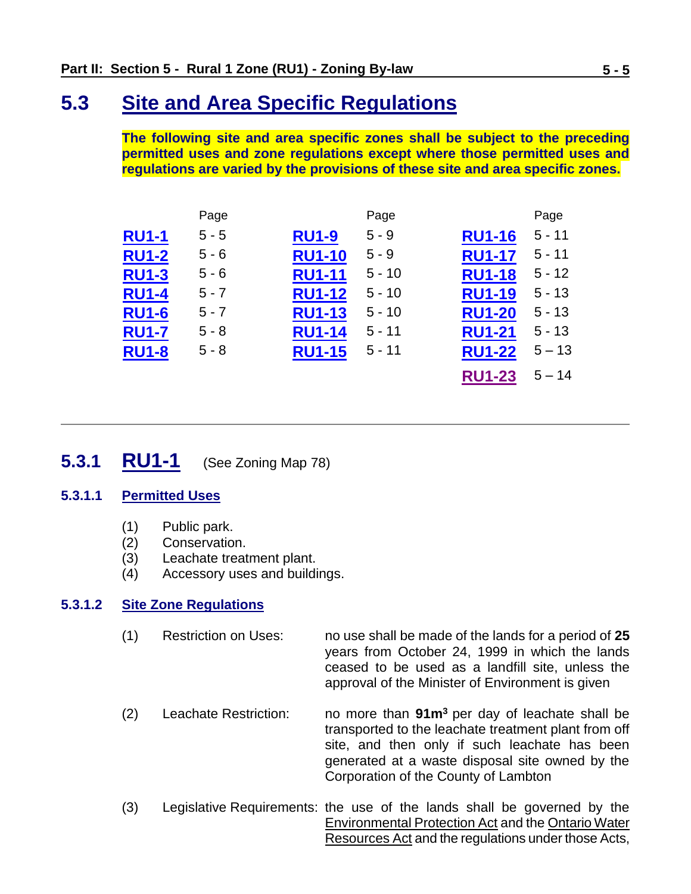## 5.3 Site and Area Specific Regulations

**The following site and area specific zones shall be subject to the preceding permitted uses and zone regulations except where those permitted uses and regulations are varied by the provisions of these site and area specific zones.**

| | Page | | Page | | Page |
|---|---|---|---|---|---|
| **RU1-1** | 5 - 5 | **RU1-9** | 5 - 9 | **RU1-16** | 5 - 11 |
| **RU1-2** | 5 - 6 | **RU1-10** | 5 - 9 | **RU1-17** | 5 - 11 |
| **RU1-3** | 5 - 6 | **RU1-11** | 5 - 10 | **RU1-18** | 5 - 12 |
| **RU1-4** | 5 - 7 | **RU1-12** | 5 - 10 | **RU1-19** | 5 - 13 |
| **RU1-6** | 5 - 7 | **RU1-13** | 5 - 10 | **RU1-20** | 5 - 13 |
| **RU1-7** | 5 - 8 | **RU1-14** | 5 - 11 | **RU1-21** | 5 - 13 |
| **RU1-8** | 5 - 8 | **RU1-15** | 5 - 11 | **RU1-22** | 5 – 13 |
| | | | | **RU1-23** | 5 – 14 |

---

## 5.3.1 RU1-1 (See Zoning Map 78)

### 5.3.1.1 Permitted Uses

(1) Public park.
(2) Conservation.
(3) Leachate treatment plant.
(4) Accessory uses and buildings.

### 5.3.1.2 Site Zone Regulations

(1) Restriction on Uses: no use shall be made of the lands for a period of **25** years from October 24, 1999 in which the lands ceased to be used as a landfill site, unless the approval of the Minister of Environment is given

(2) Leachate Restriction: no more than **91m$^3$** per day of leachate shall be transported to the leachate treatment plant from off site, and then only if such leachate has been generated at a waste disposal site owned by the Corporation of the County of Lambton

(3) Legislative Requirements: the use of the lands shall be governed by the Environmental Protection Act and the Ontario Water Resources Act and the regulations under those Acts,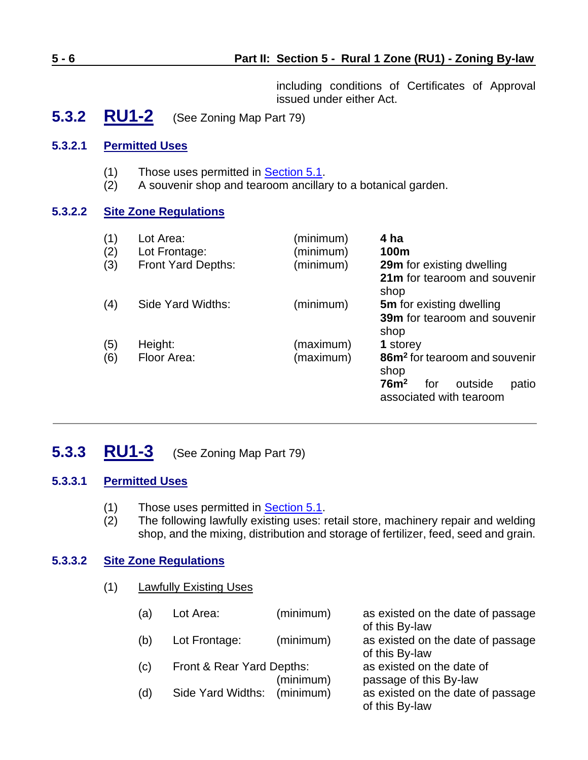including conditions of Certificates of Approval issued under either Act.

## 5.3.2 RU1-2 (See Zoning Map Part 79)

### 5.3.2.1 Permitted Uses

(1) Those uses permitted in Section 5.1.
(2) A souvenir shop and tearoom ancillary to a botanical garden.

### 5.3.2.2 Site Zone Regulations

| | | | |
|---|---|---|---|
| (1) | Lot Area: | (minimum) | **4 ha** |
| (2) | Lot Frontage: | (minimum) | **100m** |
| (3) | Front Yard Depths: | (minimum) | **29m** for existing dwelling<br>**21m** for tearoom and souvenir shop |
| (4) | Side Yard Widths: | (minimum) | **5m** for existing dwelling<br>**39m** for tearoom and souvenir shop |
| (5) | Height: | (maximum) | **1** storey |
| (6) | Floor Area: | (maximum) | **86m²** for tearoom and souvenir shop<br>**76m²** for outside patio associated with tearoom |

---

## 5.3.3 RU1-3 (See Zoning Map Part 79)

### 5.3.3.1 Permitted Uses

(1) Those uses permitted in Section 5.1.
(2) The following lawfully existing uses: retail store, machinery repair and welding shop, and the mixing, distribution and storage of fertilizer, feed, seed and grain.

### 5.3.3.2 Site Zone Regulations

(1) Lawfully Existing Uses

| | | | |
|---|---|---|---|
| (a) | Lot Area: | (minimum) | as existed on the date of passage of this By-law |
| (b) | Lot Frontage: | (minimum) | as existed on the date of passage of this By-law |
| (c) | Front & Rear Yard Depths: | (minimum) | as existed on the date of passage of this By-law |
| (d) | Side Yard Widths: | (minimum) | as existed on the date of passage of this By-law |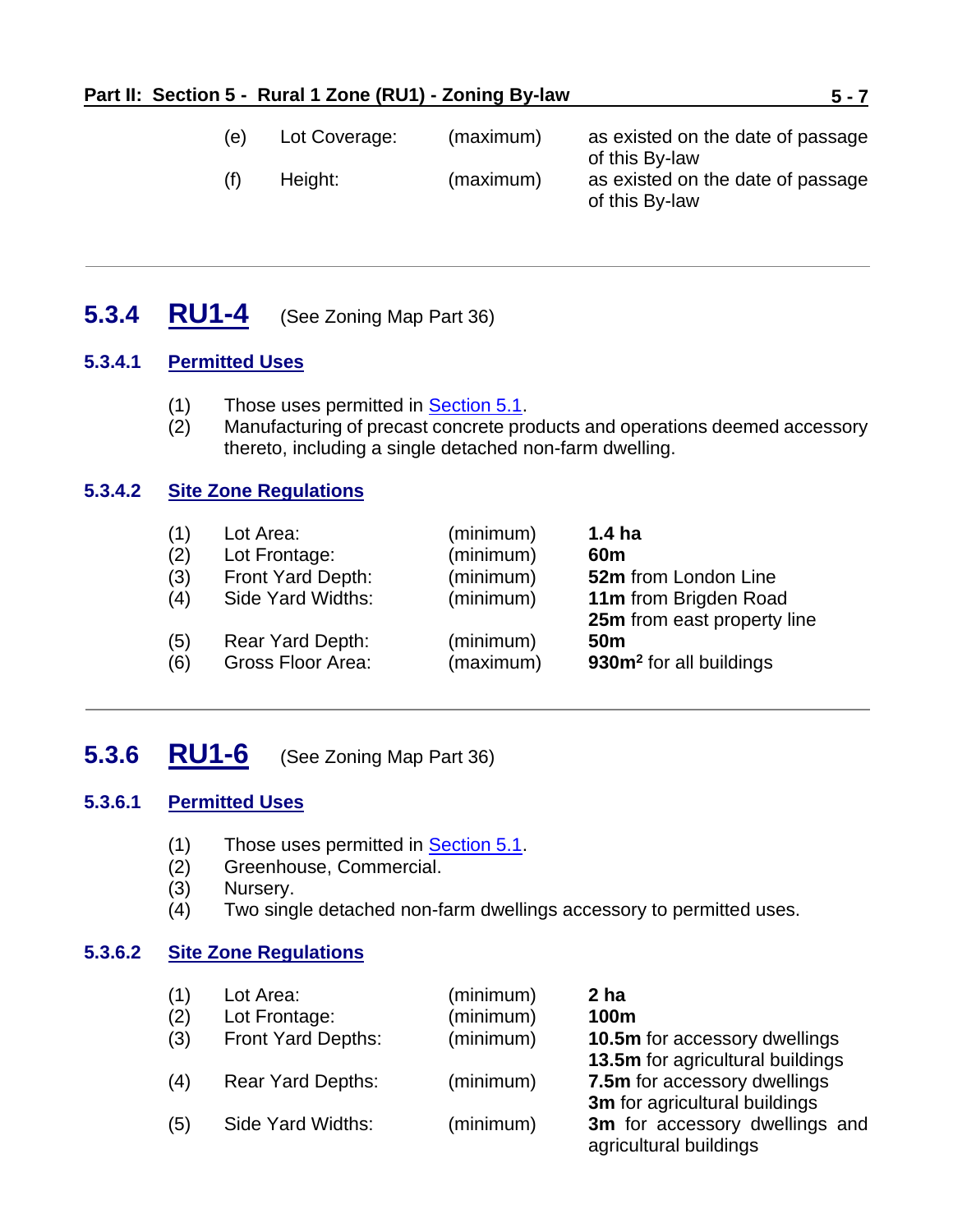| | | | |
|---|---|---|---|
| (e) | Lot Coverage: | (maximum) | as existed on the date of passage of this By-law |
| (f) | Height: | (maximum) | as existed on the date of passage of this By-law |

---

## 5.3.4 RU1-4 (See Zoning Map Part 36)

### 5.3.4.1 Permitted Uses

(1) Those uses permitted in Section 5.1.
(2) Manufacturing of precast concrete products and operations deemed accessory thereto, including a single detached non-farm dwelling.

### 5.3.4.2 Site Zone Regulations

| | | | |
|---|---|---|---|
| (1) | Lot Area: | (minimum) | **1.4 ha** |
| (2) | Lot Frontage: | (minimum) | **60m** |
| (3) | Front Yard Depth: | (minimum) | **52m** from London Line |
| (4) | Side Yard Widths: | (minimum) | **11m** from Brigden Road<br>**25m** from east property line |
| (5) | Rear Yard Depth: | (minimum) | **50m** |
| (6) | Gross Floor Area: | (maximum) | **930m²** for all buildings |

---

## 5.3.6 RU1-6 (See Zoning Map Part 36)

### 5.3.6.1 Permitted Uses

(1) Those uses permitted in Section 5.1.
(2) Greenhouse, Commercial.
(3) Nursery.
(4) Two single detached non-farm dwellings accessory to permitted uses.

### 5.3.6.2 Site Zone Regulations

| | | | |
|---|---|---|---|
| (1) | Lot Area: | (minimum) | **2 ha** |
| (2) | Lot Frontage: | (minimum) | **100m** |
| (3) | Front Yard Depths: | (minimum) | **10.5m** for accessory dwellings<br>**13.5m** for agricultural buildings |
| (4) | Rear Yard Depths: | (minimum) | **7.5m** for accessory dwellings<br>**3m** for agricultural buildings |
| (5) | Side Yard Widths: | (minimum) | **3m** for accessory dwellings and agricultural buildings |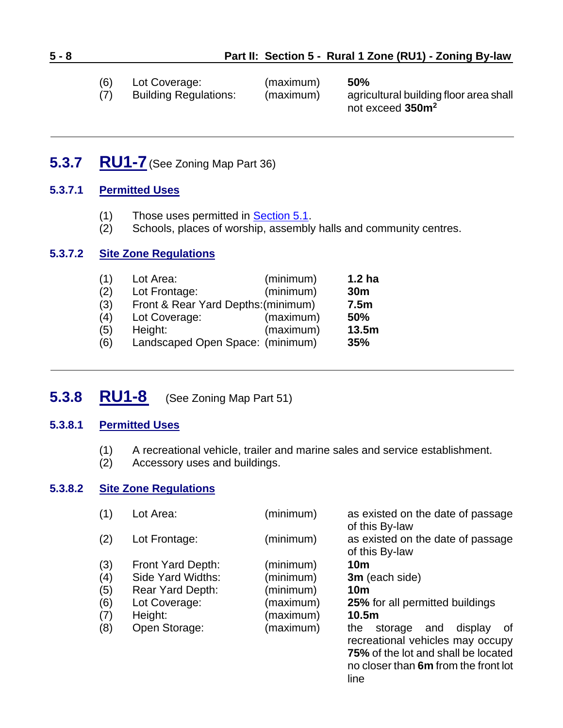| | | | |
|---|---|---|---|
| (6) | Lot Coverage: | (maximum) | **50%** |
| (7) | Building Regulations: | (maximum) | agricultural building floor area shall not exceed **350m²** |

---

## 5.3.7 RU1-7 (See Zoning Map Part 36)

### 5.3.7.1 Permitted Uses

(1) Those uses permitted in Section 5.1.
(2) Schools, places of worship, assembly halls and community centres.

### 5.3.7.2 Site Zone Regulations

| | | | |
|---|---|---|---|
| (1) | Lot Area: | (minimum) | **1.2 ha** |
| (2) | Lot Frontage: | (minimum) | **30m** |
| (3) | Front & Rear Yard Depths: | (minimum) | **7.5m** |
| (4) | Lot Coverage: | (maximum) | **50%** |
| (5) | Height: | (maximum) | **13.5m** |
| (6) | Landscaped Open Space: | (minimum) | **35%** |

---

## 5.3.8 RU1-8 (See Zoning Map Part 51)

### 5.3.8.1 Permitted Uses

(1) A recreational vehicle, trailer and marine sales and service establishment.
(2) Accessory uses and buildings.

### 5.3.8.2 Site Zone Regulations

| | | | |
|---|---|---|---|
| (1) | Lot Area: | (minimum) | as existed on the date of passage of this By-law |
| (2) | Lot Frontage: | (minimum) | as existed on the date of passage of this By-law |
| (3) | Front Yard Depth: | (minimum) | **10m** |
| (4) | Side Yard Widths: | (minimum) | **3m** (each side) |
| (5) | Rear Yard Depth: | (minimum) | **10m** |
| (6) | Lot Coverage: | (maximum) | **25%** for all permitted buildings |
| (7) | Height: | (maximum) | **10.5m** |
| (8) | Open Storage: | (maximum) | the storage and display of recreational vehicles may occupy **75%** of the lot and shall be located no closer than **6m** from the front lot line |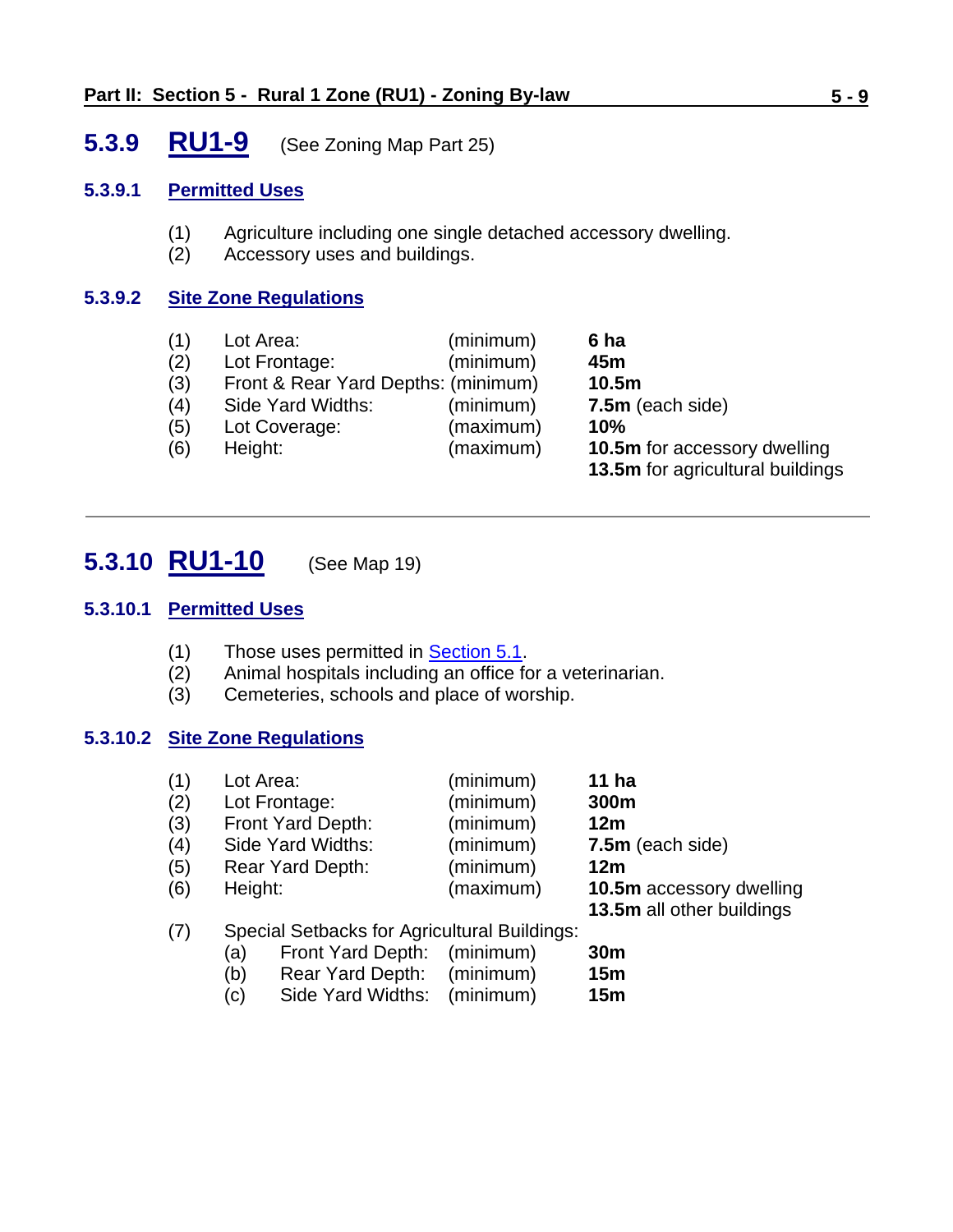## 5.3.9 RU1-9 (See Zoning Map Part 25)

### 5.3.9.1 Permitted Uses

(1) Agriculture including one single detached accessory dwelling.
(2) Accessory uses and buildings.

### 5.3.9.2 Site Zone Regulations

| | | | |
|---|---|---|---|
| (1) | Lot Area: | (minimum) | **6 ha** |
| (2) | Lot Frontage: | (minimum) | **45m** |
| (3) | Front & Rear Yard Depths: | (minimum) | **10.5m** |
| (4) | Side Yard Widths: | (minimum) | **7.5m** (each side) |
| (5) | Lot Coverage: | (maximum) | **10%** |
| (6) | Height: | (maximum) | **10.5m** for accessory dwelling<br>**13.5m** for agricultural buildings |

---

## 5.3.10 RU1-10 (See Map 19)

### 5.3.10.1 Permitted Uses

(1) Those uses permitted in Section 5.1.
(2) Animal hospitals including an office for a veterinarian.
(3) Cemeteries, schools and place of worship.

### 5.3.10.2 Site Zone Regulations

| | | | |
|---|---|---|---|
| (1) | Lot Area: | (minimum) | **11 ha** |
| (2) | Lot Frontage: | (minimum) | **300m** |
| (3) | Front Yard Depth: | (minimum) | **12m** |
| (4) | Side Yard Widths: | (minimum) | **7.5m** (each side) |
| (5) | Rear Yard Depth: | (minimum) | **12m** |
| (6) | Height: | (maximum) | **10.5m** accessory dwelling<br>**13.5m** all other buildings |
| (7) | Special Setbacks for Agricultural Buildings: | | |
| | (a) Front Yard Depth: | (minimum) | **30m** |
| | (b) Rear Yard Depth: | (minimum) | **15m** |
| | (c) Side Yard Widths: | (minimum) | **15m** |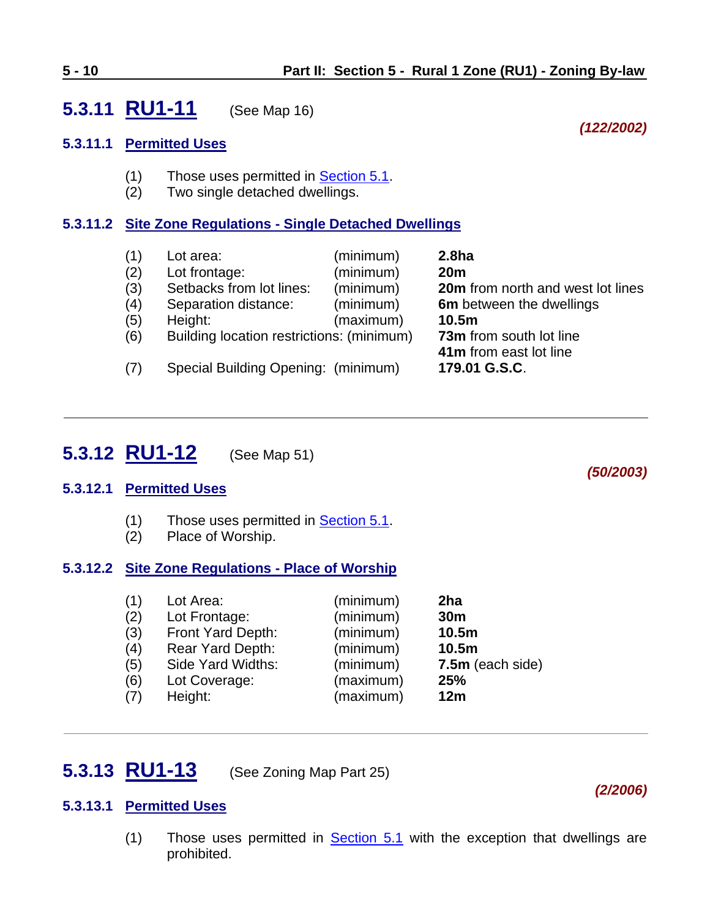## 5.3.11 RU1-11 (See Map 16)

***(122/2002)***

### 5.3.11.1 Permitted Uses

(1) Those uses permitted in Section 5.1.
(2) Two single detached dwellings.

### 5.3.11.2 Site Zone Regulations - Single Detached Dwellings

| | | | |
|---|---|---|---|
| (1) | Lot area: | (minimum) | **2.8ha** |
| (2) | Lot frontage: | (minimum) | **20m** |
| (3) | Setbacks from lot lines: | (minimum) | **20m** from north and west lot lines |
| (4) | Separation distance: | (minimum) | **6m** between the dwellings |
| (5) | Height: | (maximum) | **10.5m** |
| (6) | Building location restrictions: | (minimum) | **73m** from south lot line<br>**41m** from east lot line |
| (7) | Special Building Opening: | (minimum) | **179.01 G.S.C**. |

---

## 5.3.12 RU1-12 (See Map 51)

***(50/2003)***

### 5.3.12.1 Permitted Uses

(1) Those uses permitted in Section 5.1.
(2) Place of Worship.

### 5.3.12.2 Site Zone Regulations - Place of Worship

| | | | |
|---|---|---|---|
| (1) | Lot Area: | (minimum) | **2ha** |
| (2) | Lot Frontage: | (minimum) | **30m** |
| (3) | Front Yard Depth: | (minimum) | **10.5m** |
| (4) | Rear Yard Depth: | (minimum) | **10.5m** |
| (5) | Side Yard Widths: | (minimum) | **7.5m** (each side) |
| (6) | Lot Coverage: | (maximum) | **25%** |
| (7) | Height: | (maximum) | **12m** |

---

## 5.3.13 RU1-13 (See Zoning Map Part 25)

***(2/2006)***

### 5.3.13.1 Permitted Uses

(1) Those uses permitted in Section 5.1 with the exception that dwellings are prohibited.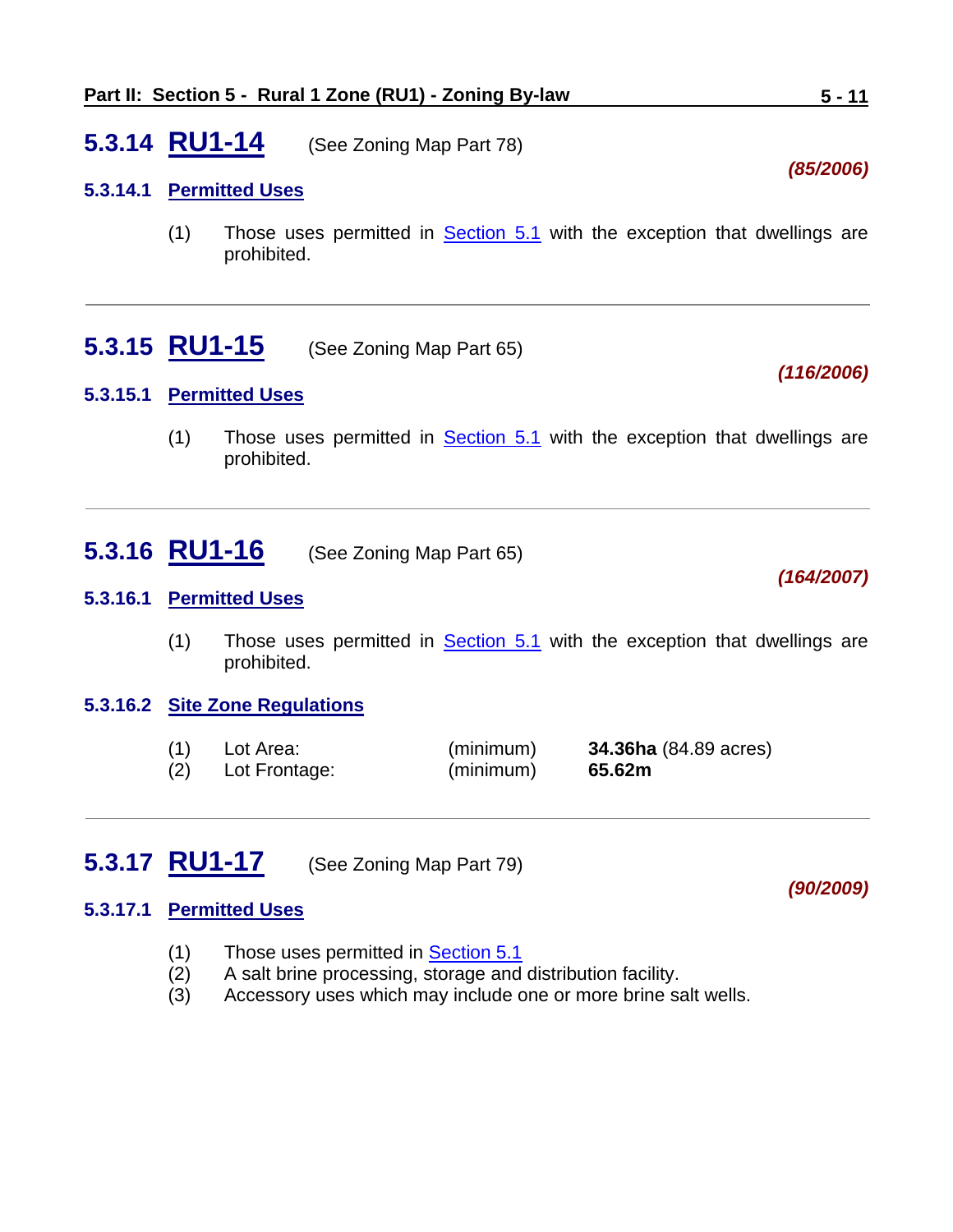## 5.3.14 RU1-14 (See Zoning Map Part 78)

***(85/2006)***

### 5.3.14.1 Permitted Uses

(1) Those uses permitted in Section 5.1 with the exception that dwellings are prohibited.

---

## 5.3.15 RU1-15 (See Zoning Map Part 65)

***(116/2006)***

### 5.3.15.1 Permitted Uses

(1) Those uses permitted in Section 5.1 with the exception that dwellings are prohibited.

---

## 5.3.16 RU1-16 (See Zoning Map Part 65)

***(164/2007)***

### 5.3.16.1 Permitted Uses

(1) Those uses permitted in Section 5.1 with the exception that dwellings are prohibited.

### 5.3.16.2 Site Zone Regulations

| | | | |
|---|---|---|---|
| (1) | Lot Area: | (minimum) | **34.36ha** (84.89 acres) |
| (2) | Lot Frontage: | (minimum) | **65.62m** |

---

## 5.3.17 RU1-17 (See Zoning Map Part 79)

***(90/2009)***

### 5.3.17.1 Permitted Uses

(1) Those uses permitted in Section 5.1
(2) A salt brine processing, storage and distribution facility.
(3) Accessory uses which may include one or more brine salt wells.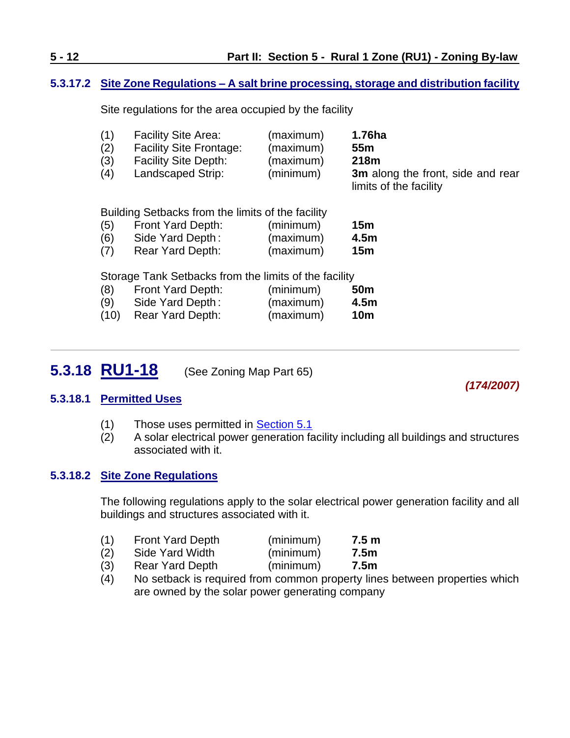#### 5.3.17.2 Site Zone Regulations – A salt brine processing, storage and distribution facility

Site regulations for the area occupied by the facility

| | | | |
|---|---|---|---|
| (1) | Facility Site Area: | (maximum) | **1.76ha** |
| (2) | Facility Site Frontage: | (maximum) | **55m** |
| (3) | Facility Site Depth: | (maximum) | **218m** |
| (4) | Landscaped Strip: | (minimum) | **3m** along the front, side and rear limits of the facility |

Building Setbacks from the limits of the facility

| | | | |
|---|---|---|---|
| (5) | Front Yard Depth: | (minimum) | **15m** |
| (6) | Side Yard Depth: | (maximum) | **4.5m** |
| (7) | Rear Yard Depth: | (maximum) | **15m** |

Storage Tank Setbacks from the limits of the facility

| | | | |
|---|---|---|---|
| (8) | Front Yard Depth: | (minimum) | **50m** |
| (9) | Side Yard Depth: | (maximum) | **4.5m** |
| (10) | Rear Yard Depth: | (maximum) | **10m** |

---

## 5.3.18 RU1-18 (See Zoning Map Part 65)

***(174/2007)***

#### 5.3.18.1 Permitted Uses

(1) Those uses permitted in Section 5.1
(2) A solar electrical power generation facility including all buildings and structures associated with it.

#### 5.3.18.2 Site Zone Regulations

The following regulations apply to the solar electrical power generation facility and all buildings and structures associated with it.

| | | | |
|---|---|---|---|
| (1) | Front Yard Depth | (minimum) | **7.5 m** |
| (2) | Side Yard Width | (minimum) | **7.5m** |
| (3) | Rear Yard Depth | (minimum) | **7.5m** |

(4) No setback is required from common property lines between properties which are owned by the solar power generating company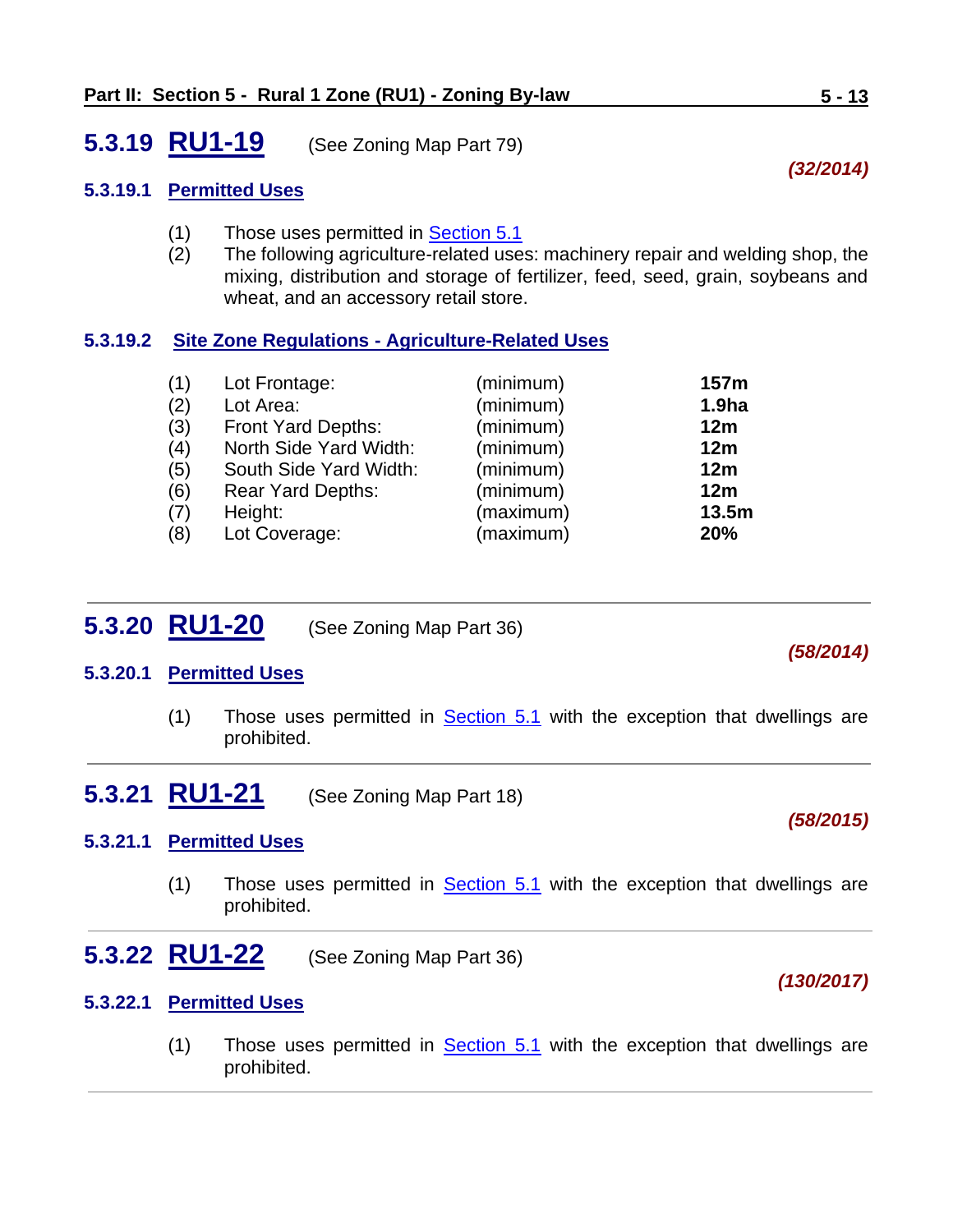## 5.3.19 RU1-19 (See Zoning Map Part 79)

***(32/2014)***

### 5.3.19.1 Permitted Uses

(1) Those uses permitted in Section 5.1

(2) The following agriculture-related uses: machinery repair and welding shop, the mixing, distribution and storage of fertilizer, feed, seed, grain, soybeans and wheat, and an accessory retail store.

### 5.3.19.2 Site Zone Regulations - Agriculture-Related Uses

| | | | |
|---|---|---|---|
| (1) | Lot Frontage: | (minimum) | **157m** |
| (2) | Lot Area: | (minimum) | **1.9ha** |
| (3) | Front Yard Depths: | (minimum) | **12m** |
| (4) | North Side Yard Width: | (minimum) | **12m** |
| (5) | South Side Yard Width: | (minimum) | **12m** |
| (6) | Rear Yard Depths: | (minimum) | **12m** |
| (7) | Height: | (maximum) | **13.5m** |
| (8) | Lot Coverage: | (maximum) | **20%** |

---

## 5.3.20 RU1-20 (See Zoning Map Part 36)

***(58/2014)***

### 5.3.20.1 Permitted Uses

(1) Those uses permitted in Section 5.1 with the exception that dwellings are prohibited.

---

## 5.3.21 RU1-21 (See Zoning Map Part 18)

***(58/2015)***

### 5.3.21.1 Permitted Uses

(1) Those uses permitted in Section 5.1 with the exception that dwellings are prohibited.

---

## 5.3.22 RU1-22 (See Zoning Map Part 36)

***(130/2017)***

### 5.3.22.1 Permitted Uses

(1) Those uses permitted in Section 5.1 with the exception that dwellings are prohibited.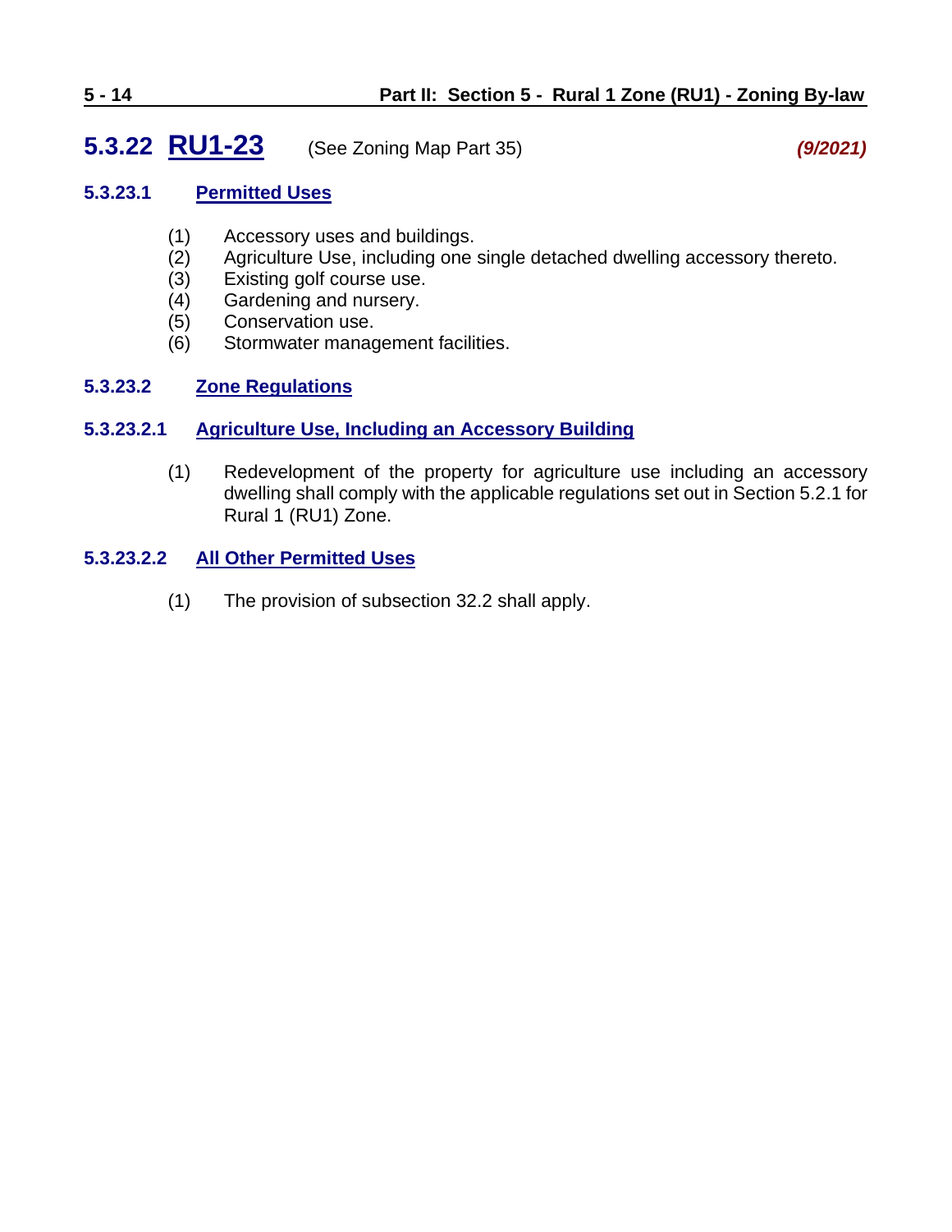## 5.3.22 RU1-23 (See Zoning Map Part 35) *(9/2021)*

### 5.3.23.1 Permitted Uses

(1) Accessory uses and buildings.
(2) Agriculture Use, including one single detached dwelling accessory thereto.
(3) Existing golf course use.
(4) Gardening and nursery.
(5) Conservation use.
(6) Stormwater management facilities.

### 5.3.23.2 Zone Regulations

#### 5.3.23.2.1 Agriculture Use, Including an Accessory Building

(1) Redevelopment of the property for agriculture use including an accessory dwelling shall comply with the applicable regulations set out in Section 5.2.1 for Rural 1 (RU1) Zone.

#### 5.3.23.2.2 All Other Permitted Uses

(1) The provision of subsection 32.2 shall apply.